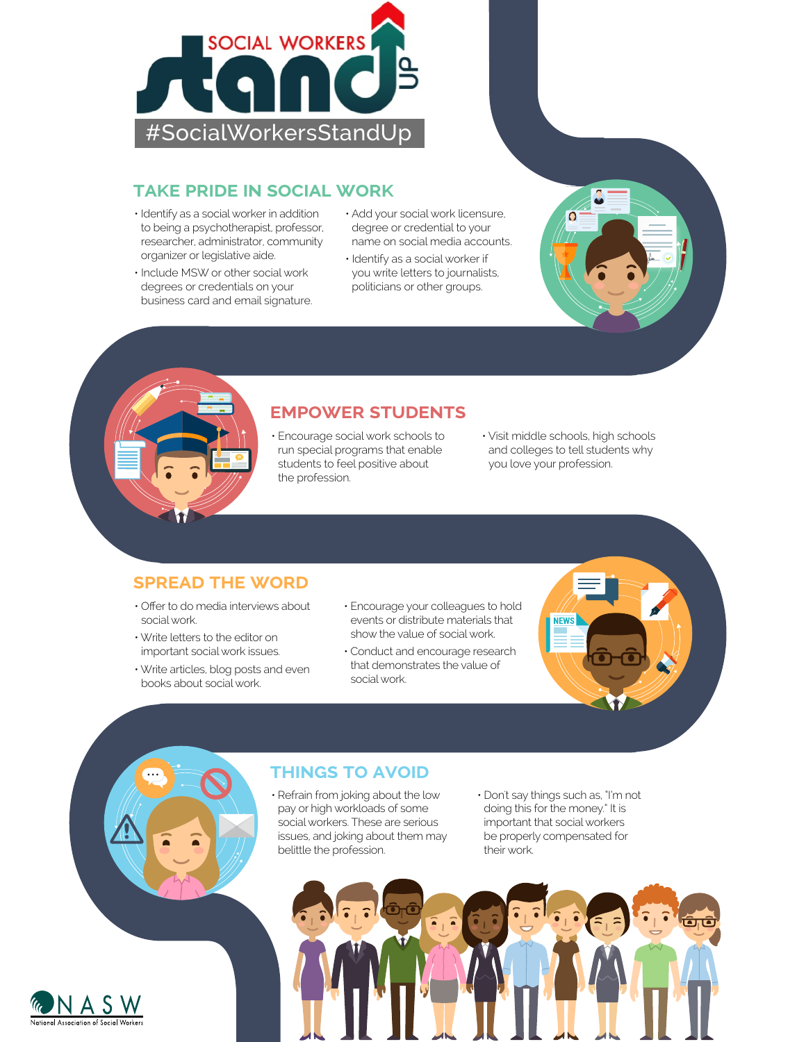# SOCIAL WORKERS stand UP

#SocialWorkersStandUp

## TAKE PRIDE IN SOCIAL WORK

- Identify as a social worker in addition to being a psychotherapist, professor, researcher, administrator, community organizer or legislative aide.
- Include MSW or other social work degrees or credentials on your business card and email signature.
- Add your social work licensure, degree or credential to your name on social media accounts.
- Identify as a social worker if you write letters to journalists, politicians or other groups.

## EMPOWER STUDENTS

- Encourage social work schools to run special programs that enable students to feel positive about the profession.
- Visit middle schools, high schools and colleges to tell students why you love your profession.

## SPREAD THE WORD

- Offer to do media interviews about social work.
- Write letters to the editor on important social work issues.
- Write articles, blog posts and even books about social work.
- Encourage your colleagues to hold events or distribute materials that show the value of social work.
- Conduct and encourage research that demonstrates the value of social work.

## THINGS TO AVOID

- Refrain from joking about the low pay or high workloads of some social workers. These are serious issues, and joking about them may belittle the profession.
- Don't say things such as, "I'm not doing this for the money." It is important that social workers be properly compensated for their work.

NASW
National Association of Social Workers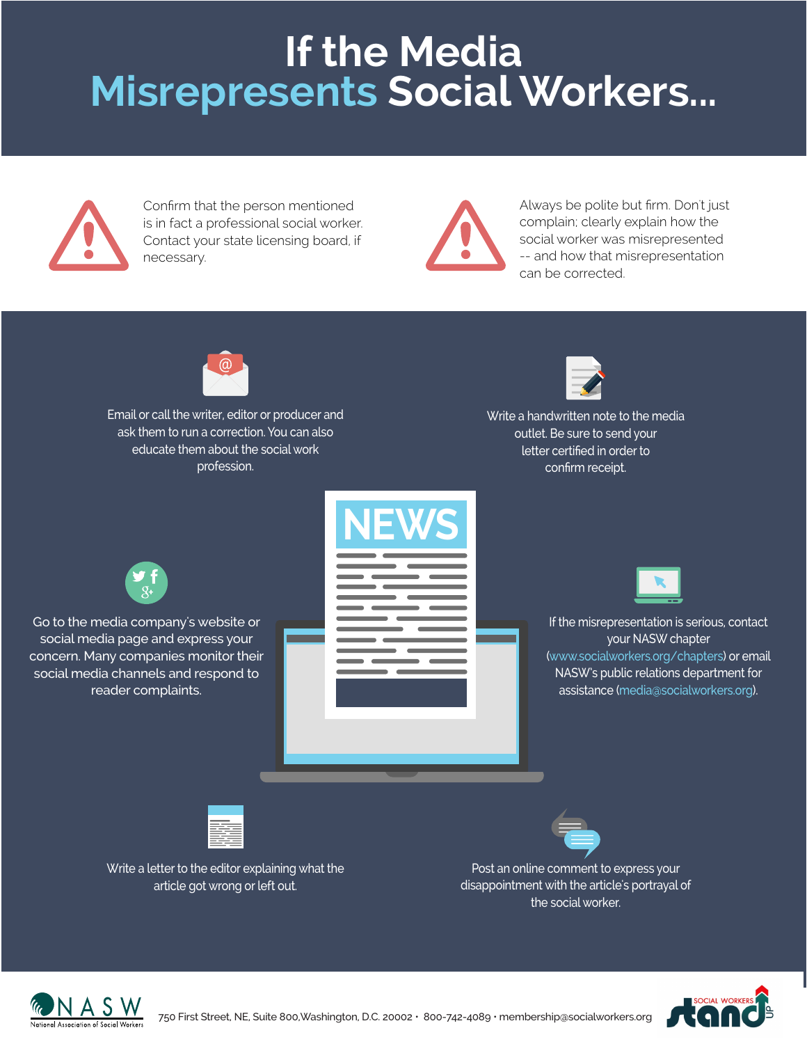# If the Media Misrepresents Social Workers...

Confirm that the person mentioned is in fact a professional social worker. Contact your state licensing board, if necessary.

Always be polite but firm. Don't just complain; clearly explain how the social worker was misrepresented -- and how that misrepresentation can be corrected.

Email or call the writer, editor or producer and ask them to run a correction. You can also educate them about the social work profession.

Write a handwritten note to the media outlet. Be sure to send your letter certified in order to confirm receipt.

NEWS

Go to the media company's website or social media page and express your concern. Many companies monitor their social media channels and respond to reader complaints.

If the misrepresentation is serious, contact your NASW chapter (www.socialworkers.org/chapters) or email NASW's public relations department for assistance (media@socialworkers.org).

Write a letter to the editor explaining what the article got wrong or left out.

Post an online comment to express your disappointment with the article's portrayal of the social worker.

NASW National Association of Social Workers

750 First Street, NE, Suite 800,Washington, D.C. 20002 · 800-742-4089 · membership@socialworkers.org

SOCIAL WORKERS stand up